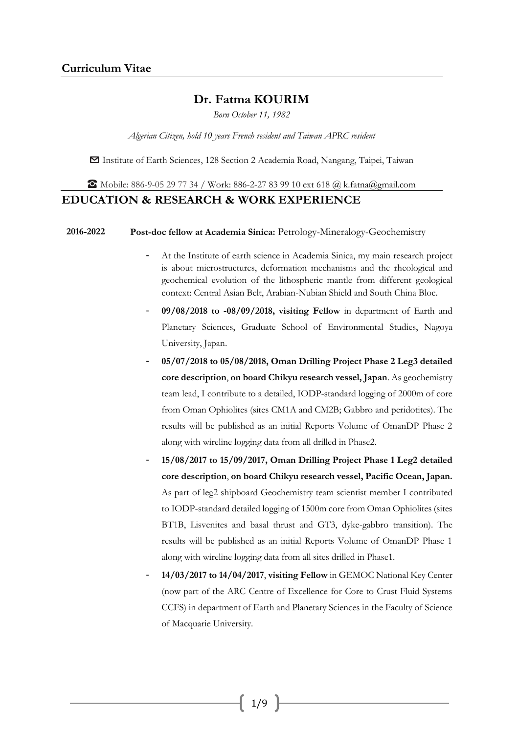## Curriculum Vitae

# Dr. Fatma KOURIM

*Born October 11, 1982*

*Algerian Citizen, hold 10 years French resident and Taiwan APRC resident*

✉ Institute of Earth Sciences, 128 Section 2 Academia Road, Nangang, Taipei, Taiwan

☎ Mobile: 886-9-05 29 77 34 / Work: 886-2-27 83 99 10 ext 618 @ k.fatna@gmail.com

## EDUCATION & RESEARCH & WORK EXPERIENCE

**2016-2022** **Post-doc fellow at Academia Sinica:** Petrology-Mineralogy-Geochemistry

- At the Institute of earth science in Academia Sinica, my main research project is about microstructures, deformation mechanisms and the rheological and geochemical evolution of the lithospheric mantle from different geological context: Central Asian Belt, Arabian-Nubian Shield and South China Bloc.
- **09/08/2018 to -08/09/2018, visiting Fellow** in department of Earth and Planetary Sciences, Graduate School of Environmental Studies, Nagoya University, Japan.
- **05/07/2018 to 05/08/2018, Oman Drilling Project Phase 2 Leg3 detailed core description**, **on board Chikyu research vessel, Japan**. As geochemistry team lead, I contribute to a detailed, IODP-standard logging of 2000m of core from Oman Ophiolites (sites CM1A and CM2B; Gabbro and peridotites). The results will be published as an initial Reports Volume of OmanDP Phase 2 along with wireline logging data from all drilled in Phase2.
- **15/08/2017 to 15/09/2017, Oman Drilling Project Phase 1 Leg2 detailed core description**, **on board Chikyu research vessel, Pacific Ocean, Japan.** As part of leg2 shipboard Geochemistry team scientist member I contributed to IODP-standard detailed logging of 1500m core from Oman Ophiolites (sites BT1B, Lisvenites and basal thrust and GT3, dyke-gabbro transition). The results will be published as an initial Reports Volume of OmanDP Phase 1 along with wireline logging data from all sites drilled in Phase1.
- **14/03/2017 to 14/04/2017**, **visiting Fellow** in GEMOC National Key Center (now part of the ARC Centre of Excellence for Core to Crust Fluid Systems CCFS) in department of Earth and Planetary Sciences in the Faculty of Science of Macquarie University.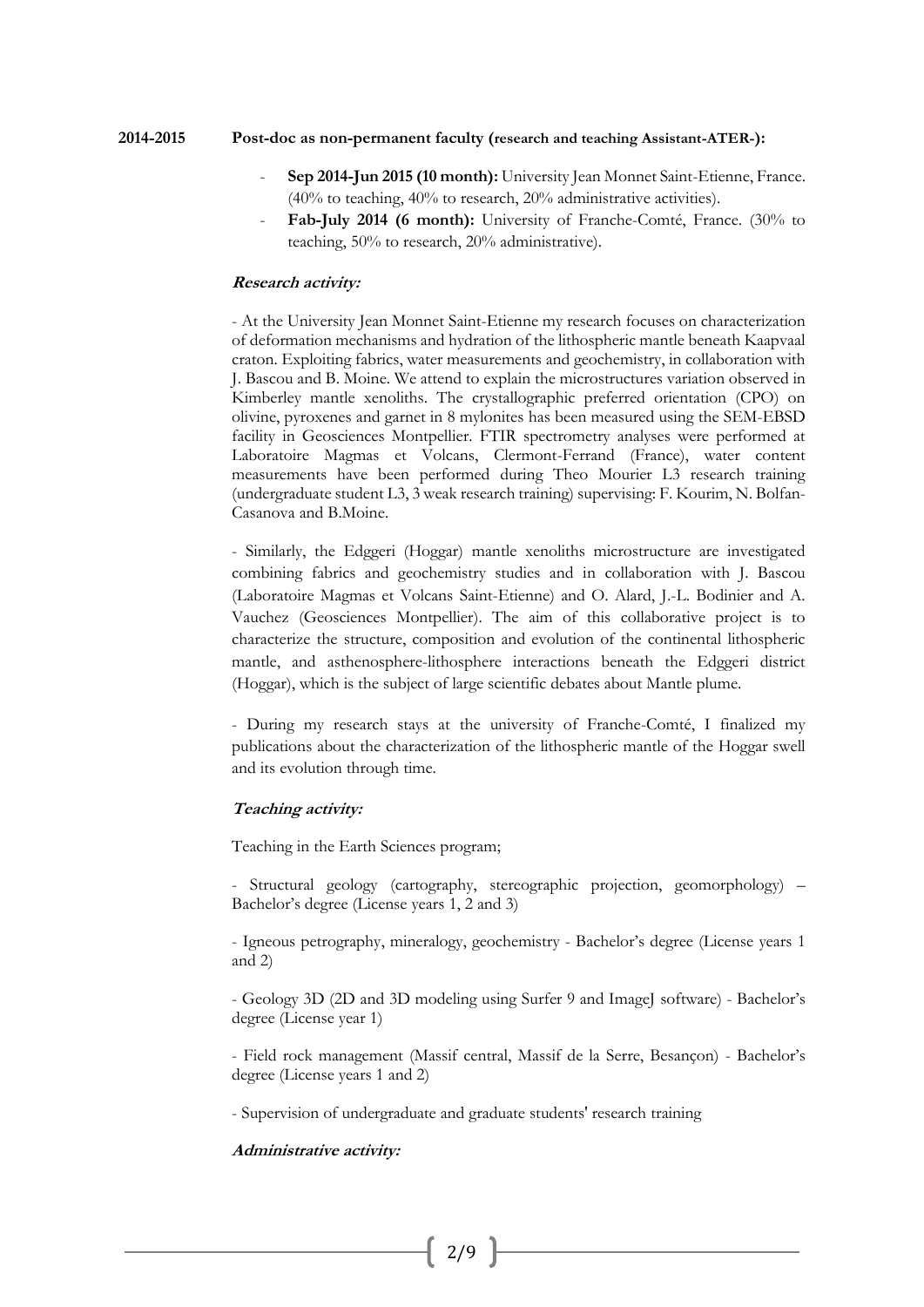**2014-2015** **Post-doc as non-permanent faculty (research and teaching Assistant-ATER-):**

- **Sep 2014-Jun 2015 (10 month):** University Jean Monnet Saint-Etienne, France. (40% to teaching, 40% to research, 20% administrative activities).
- **Fab-July 2014 (6 month):** University of Franche-Comté, France. (30% to teaching, 50% to research, 20% administrative).

***Research activity:***

- At the University Jean Monnet Saint-Etienne my research focuses on characterization of deformation mechanisms and hydration of the lithospheric mantle beneath Kaapvaal craton. Exploiting fabrics, water measurements and geochemistry, in collaboration with J. Bascou and B. Moine. We attend to explain the microstructures variation observed in Kimberley mantle xenoliths. The crystallographic preferred orientation (CPO) on olivine, pyroxenes and garnet in 8 mylonites has been measured using the SEM-EBSD facility in Geosciences Montpellier. FTIR spectrometry analyses were performed at Laboratoire Magmas et Volcans, Clermont-Ferrand (France), water content measurements have been performed during Theo Mourier L3 research training (undergraduate student L3, 3 weak research training) supervising: F. Kourim, N. Bolfan-Casanova and B.Moine.

- Similarly, the Edggeri (Hoggar) mantle xenoliths microstructure are investigated combining fabrics and geochemistry studies and in collaboration with J. Bascou (Laboratoire Magmas et Volcans Saint-Etienne) and O. Alard, J.-L. Bodinier and A. Vauchez (Geosciences Montpellier). The aim of this collaborative project is to characterize the structure, composition and evolution of the continental lithospheric mantle, and asthenosphere-lithosphere interactions beneath the Edggeri district (Hoggar), which is the subject of large scientific debates about Mantle plume.

- During my research stays at the university of Franche-Comté, I finalized my publications about the characterization of the lithospheric mantle of the Hoggar swell and its evolution through time.

***Teaching activity:***

Teaching in the Earth Sciences program;

- Structural geology (cartography, stereographic projection, geomorphology) – Bachelor's degree (License years 1, 2 and 3)

- Igneous petrography, mineralogy, geochemistry - Bachelor's degree (License years 1 and 2)

- Geology 3D (2D and 3D modeling using Surfer 9 and ImageJ software) - Bachelor's degree (License year 1)

- Field rock management (Massif central, Massif de la Serre, Besançon) - Bachelor's degree (License years 1 and 2)

- Supervision of undergraduate and graduate students' research training

***Administrative activity:***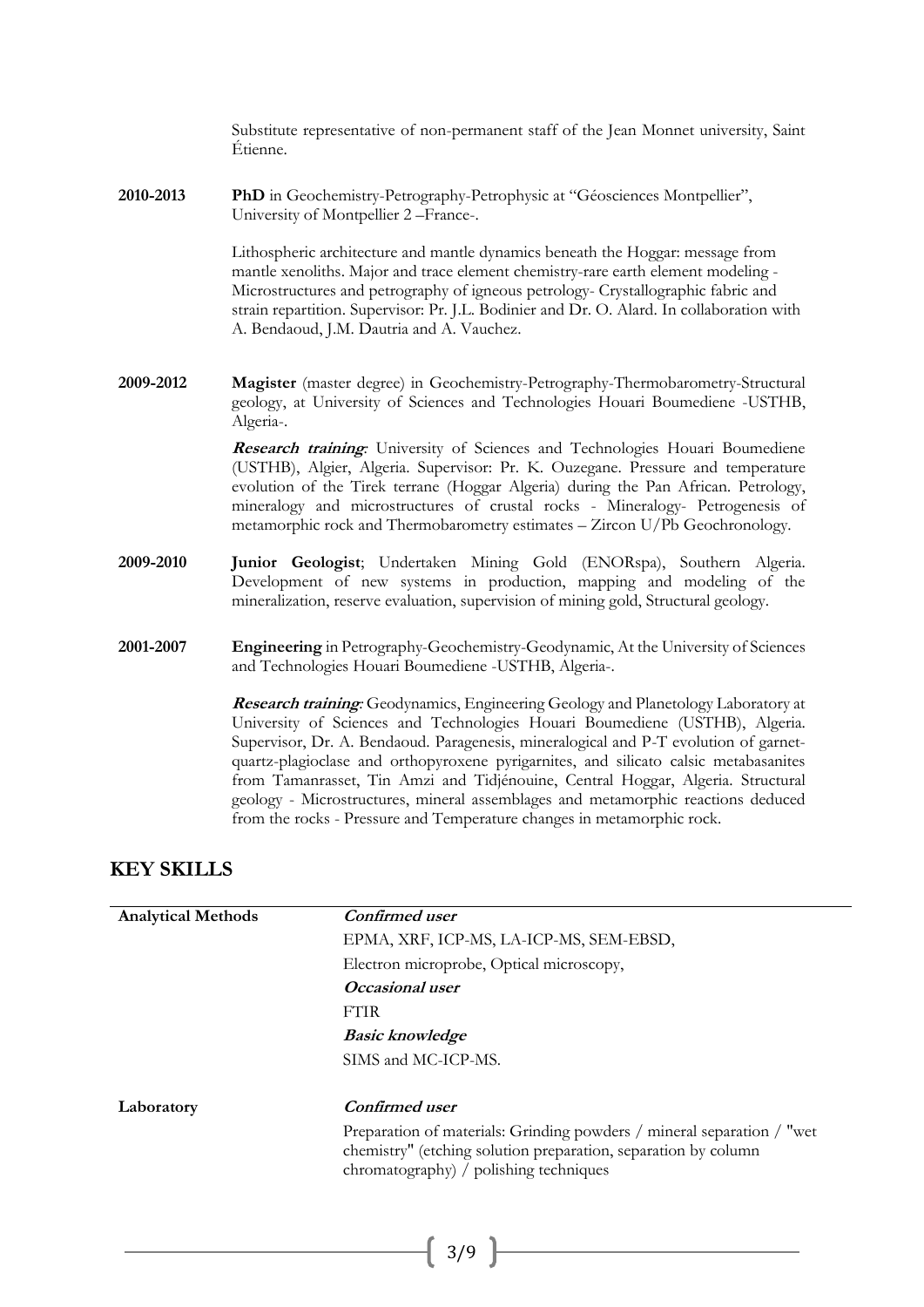Substitute representative of non-permanent staff of the Jean Monnet university, Saint Étienne.

**2010-2013** **PhD** in Geochemistry-Petrography-Petrophysic at "Géosciences Montpellier", University of Montpellier 2 –France-.

Lithospheric architecture and mantle dynamics beneath the Hoggar: message from mantle xenoliths. Major and trace element chemistry-rare earth element modeling - Microstructures and petrography of igneous petrology- Crystallographic fabric and strain repartition. Supervisor: Pr. J.L. Bodinier and Dr. O. Alard. In collaboration with A. Bendaoud, J.M. Dautria and A. Vauchez.

**2009-2012** **Magister** (master degree) in Geochemistry-Petrography-Thermobarometry-Structural geology, at University of Sciences and Technologies Houari Boumediene -USTHB, Algeria-.

***Research training:*** University of Sciences and Technologies Houari Boumediene (USTHB), Algier, Algeria. Supervisor: Pr. K. Ouzegane. Pressure and temperature evolution of the Tirek terrane (Hoggar Algeria) during the Pan African. Petrology, mineralogy and microstructures of crustal rocks - Mineralogy- Petrogenesis of metamorphic rock and Thermobarometry estimates – Zircon U/Pb Geochronology.

**2009-2010** **Junior Geologist**; Undertaken Mining Gold (ENORspa), Southern Algeria. Development of new systems in production, mapping and modeling of the mineralization, reserve evaluation, supervision of mining gold, Structural geology.

**2001-2007** **Engineering** in Petrography-Geochemistry-Geodynamic, At the University of Sciences and Technologies Houari Boumediene -USTHB, Algeria-.

***Research training:*** Geodynamics, Engineering Geology and Planetology Laboratory at University of Sciences and Technologies Houari Boumediene (USTHB), Algeria. Supervisor, Dr. A. Bendaoud. Paragenesis, mineralogical and P-T evolution of garnet-quartz-plagioclase and orthopyroxene pyrigarnites, and silicato calsic metabasanites from Tamanrasset, Tin Amzi and Tidjénouine, Central Hoggar, Algeria. Structural geology - Microstructures, mineral assemblages and metamorphic reactions deduced from the rocks - Pressure and Temperature changes in metamorphic rock.

## KEY SKILLS

| **Analytical Methods** | ***Confirmed user*** |
|---|---|
| | EPMA, XRF, ICP-MS, LA-ICP-MS, SEM-EBSD, |
| | Electron microprobe, Optical microscopy, |
| | ***Occasional user*** |
| | FTIR |
| | ***Basic knowledge*** |
| | SIMS and MC-ICP-MS. |
| **Laboratory** | ***Confirmed user*** |
| | Preparation of materials: Grinding powders / mineral separation / "wet chemistry" (etching solution preparation, separation by column chromatography) / polishing techniques |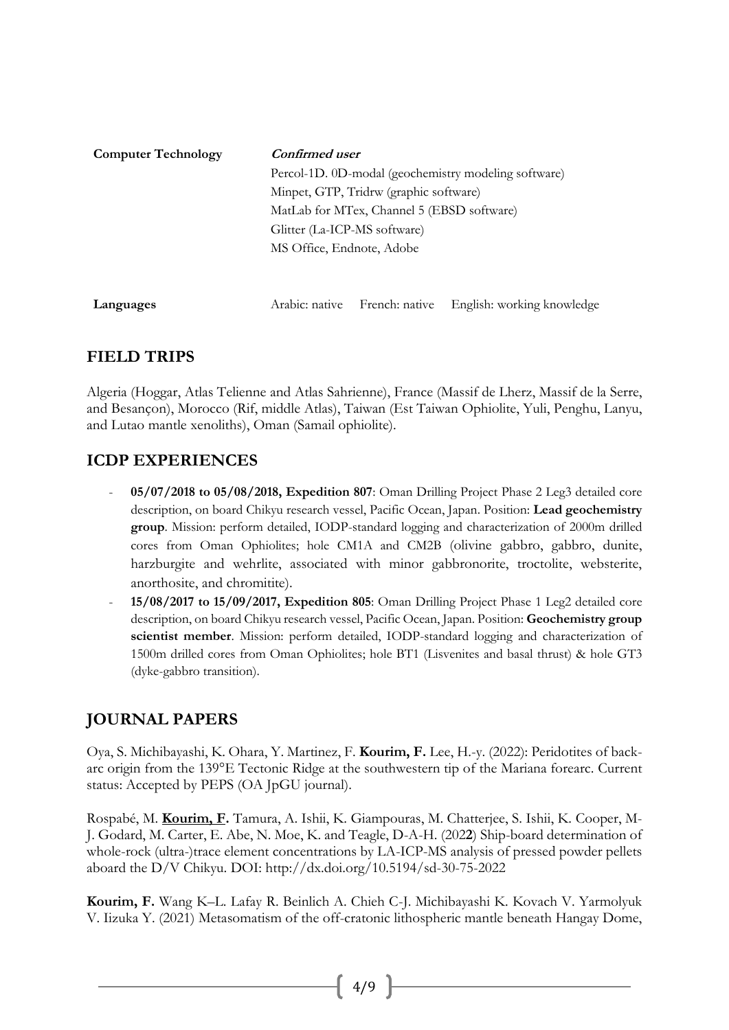| | |
|---|---|
| **Computer Technology** | ***Confirmed user*** |
| | Percol-1D. 0D-modal (geochemistry modeling software) |
| | Minpet, GTP, Tridrw (graphic software) |
| | MatLab for MTex, Channel 5 (EBSD software) |
| | Glitter (La-ICP-MS software) |
| | MS Office, Endnote, Adobe |

| | | | |
|---|---|---|---|
| **Languages** | Arabic: native | French: native | English: working knowledge |

## FIELD TRIPS

Algeria (Hoggar, Atlas Telienne and Atlas Sahrienne), France (Massif de Lherz, Massif de la Serre, and Besançon), Morocco (Rif, middle Atlas), Taiwan (Est Taiwan Ophiolite, Yuli, Penghu, Lanyu, and Lutao mantle xenoliths), Oman (Samail ophiolite).

## ICDP EXPERIENCES

- **05/07/2018 to 05/08/2018, Expedition 807**: Oman Drilling Project Phase 2 Leg3 detailed core description, on board Chikyu research vessel, Pacific Ocean, Japan. Position: **Lead geochemistry group**. Mission: perform detailed, IODP-standard logging and characterization of 2000m drilled cores from Oman Ophiolites; hole CM1A and CM2B (olivine gabbro, gabbro, dunite, harzburgite and wehrlite, associated with minor gabbronorite, troctolite, websterite, anorthosite, and chromitite).
- **15/08/2017 to 15/09/2017, Expedition 805**: Oman Drilling Project Phase 1 Leg2 detailed core description, on board Chikyu research vessel, Pacific Ocean, Japan. Position: **Geochemistry group scientist member**. Mission: perform detailed, IODP-standard logging and characterization of 1500m drilled cores from Oman Ophiolites; hole BT1 (Lisvenites and basal thrust) & hole GT3 (dyke-gabbro transition).

## JOURNAL PAPERS

Oya, S. Michibayashi, K. Ohara, Y. Martinez, F. **Kourim, F.** Lee, H.-y. (2022): Peridotites of back-arc origin from the 139°E Tectonic Ridge at the southwestern tip of the Mariana forearc. Current status: Accepted by PEPS (OA JpGU journal).

Rospabé, M. **<u>Kourim, F.</u>** Tamura, A. Ishii, K. Giampouras, M. Chatterjee, S. Ishii, K. Cooper, M-J. Godard, M. Carter, E. Abe, N. Moe, K. and Teagle, D-A-H. (202**2**) Ship-board determination of whole-rock (ultra-)trace element concentrations by LA-ICP-MS analysis of pressed powder pellets aboard the D/V Chikyu. DOI: http://dx.doi.org/10.5194/sd-30-75-2022

**Kourim, F.** Wang K–L. Lafay R. Beinlich A. Chieh C-J. Michibayashi K. Kovach V. Yarmolyuk V. Iizuka Y. (2021) Metasomatism of the off-cratonic lithospheric mantle beneath Hangay Dome,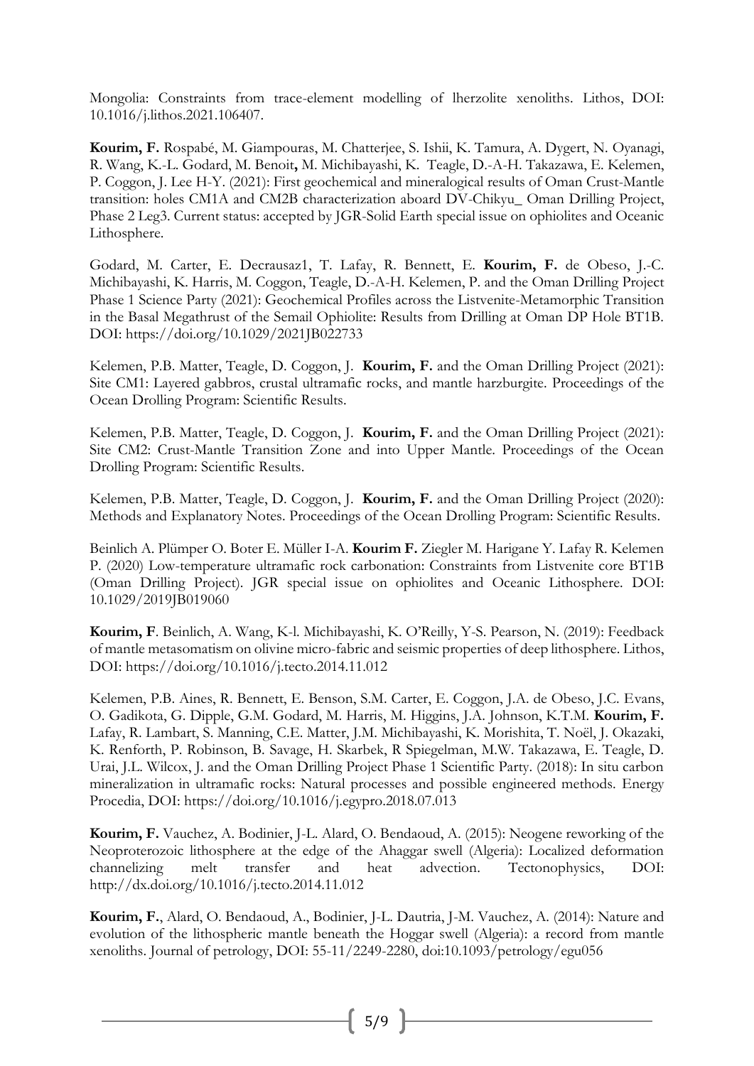Mongolia: Constraints from trace-element modelling of lherzolite xenoliths. Lithos, DOI: 10.1016/j.lithos.2021.106407.

**Kourim, F.** Rospabé, M. Giampouras, M. Chatterjee, S. Ishii, K. Tamura, A. Dygert, N. Oyanagi, R. Wang, K.-L. Godard, M. Benoit**,** M. Michibayashi, K. Teagle, D.-A-H. Takazawa, E. Kelemen, P. Coggon, J. Lee H-Y. (2021): First geochemical and mineralogical results of Oman Crust-Mantle transition: holes CM1A and CM2B characterization aboard DV-Chikyu_ Oman Drilling Project, Phase 2 Leg3. Current status: accepted by JGR-Solid Earth special issue on ophiolites and Oceanic Lithosphere.

Godard, M. Carter, E. Decrausaz1, T. Lafay, R. Bennett, E. **Kourim, F.** de Obeso, J.-C. Michibayashi, K. Harris, M. Coggon, Teagle, D.-A-H. Kelemen, P. and the Oman Drilling Project Phase 1 Science Party (2021): Geochemical Profiles across the Listvenite-Metamorphic Transition in the Basal Megathrust of the Semail Ophiolite: Results from Drilling at Oman DP Hole BT1B. DOI: https://doi.org/10.1029/2021JB022733

Kelemen, P.B. Matter, Teagle, D. Coggon, J. **Kourim, F.** and the Oman Drilling Project (2021): Site CM1: Layered gabbros, crustal ultramafic rocks, and mantle harzburgite. Proceedings of the Ocean Drolling Program: Scientific Results.

Kelemen, P.B. Matter, Teagle, D. Coggon, J. **Kourim, F.** and the Oman Drilling Project (2021): Site CM2: Crust-Mantle Transition Zone and into Upper Mantle. Proceedings of the Ocean Drolling Program: Scientific Results.

Kelemen, P.B. Matter, Teagle, D. Coggon, J. **Kourim, F.** and the Oman Drilling Project (2020): Methods and Explanatory Notes. Proceedings of the Ocean Drolling Program: Scientific Results.

Beinlich A. Plümper O. Boter E. Müller I-A. **Kourim F.** Ziegler M. Harigane Y. Lafay R. Kelemen P. (2020) Low-temperature ultramafic rock carbonation: Constraints from Listvenite core BT1B (Oman Drilling Project). JGR special issue on ophiolites and Oceanic Lithosphere. DOI: 10.1029/2019JB019060

**Kourim, F**. Beinlich, A. Wang, K-l. Michibayashi, K. O'Reilly, Y-S. Pearson, N. (2019): Feedback of mantle metasomatism on olivine micro-fabric and seismic properties of deep lithosphere. Lithos, DOI: https://doi.org/10.1016/j.tecto.2014.11.012

Kelemen, P.B. Aines, R. Bennett, E. Benson, S.M. Carter, E. Coggon, J.A. de Obeso, J.C. Evans, O. Gadikota, G. Dipple, G.M. Godard, M. Harris, M. Higgins, J.A. Johnson, K.T.M. **Kourim, F.** Lafay, R. Lambart, S. Manning, C.E. Matter, J.M. Michibayashi, K. Morishita, T. Noël, J. Okazaki, K. Renforth, P. Robinson, B. Savage, H. Skarbek, R Spiegelman, M.W. Takazawa, E. Teagle, D. Urai, J.L. Wilcox, J. and the Oman Drilling Project Phase 1 Scientific Party. (2018): In situ carbon mineralization in ultramafic rocks: Natural processes and possible engineered methods. Energy Procedia, DOI: https://doi.org/10.1016/j.egypro.2018.07.013

**Kourim, F.** Vauchez, A. Bodinier, J-L. Alard, O. Bendaoud, A. (2015): Neogene reworking of the Neoproterozoic lithosphere at the edge of the Ahaggar swell (Algeria): Localized deformation channelizing melt transfer and heat advection. Tectonophysics, DOI: http://dx.doi.org/10.1016/j.tecto.2014.11.012

**Kourim, F.**, Alard, O. Bendaoud, A., Bodinier, J-L. Dautria, J-M. Vauchez, A. (2014): Nature and evolution of the lithospheric mantle beneath the Hoggar swell (Algeria): a record from mantle xenoliths. Journal of petrology, DOI: 55-11/2249-2280, doi:10.1093/petrology/egu056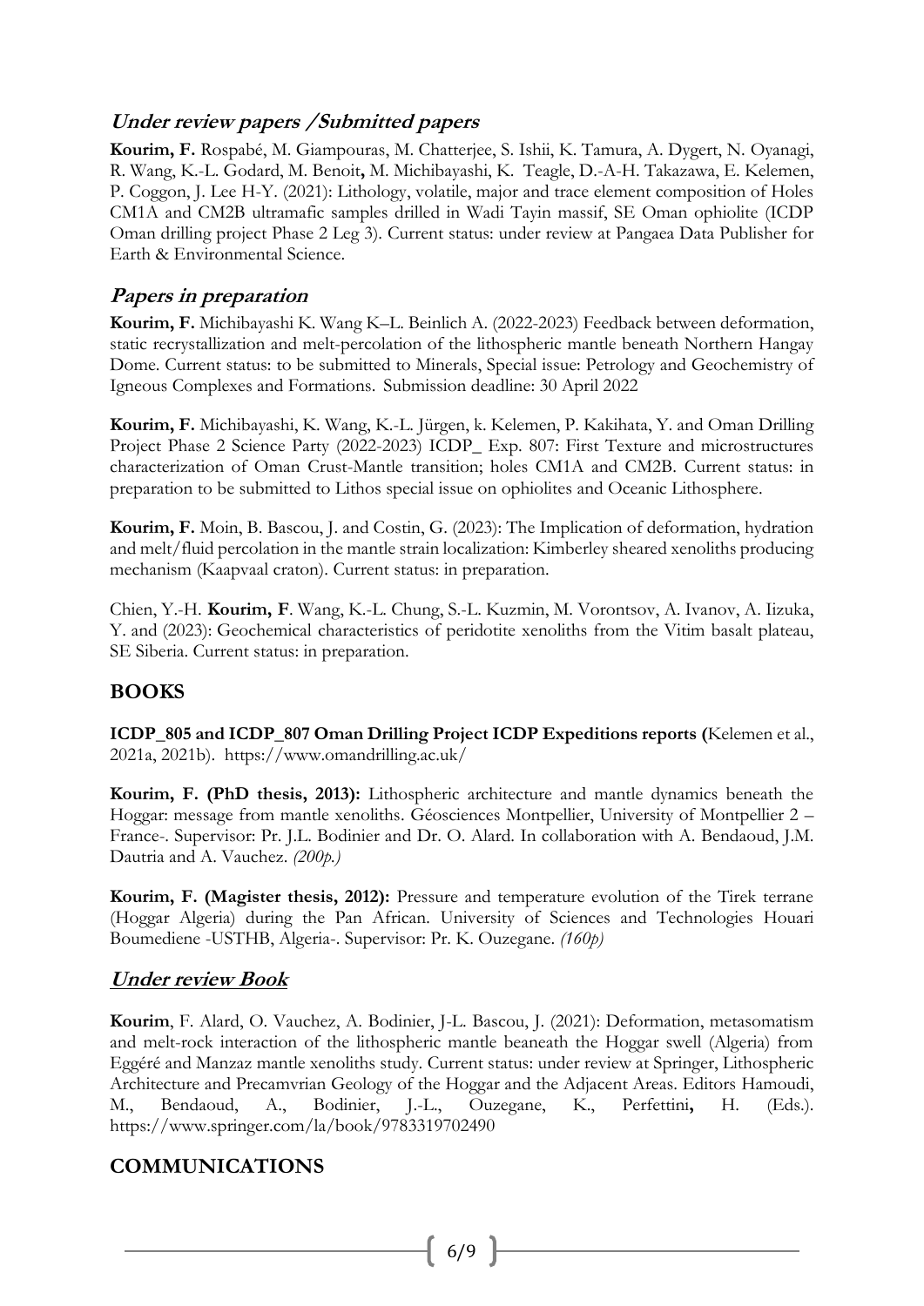## ***Under review papers /Submitted papers***

**Kourim, F.** Rospabé, M. Giampouras, M. Chatterjee, S. Ishii, K. Tamura, A. Dygert, N. Oyanagi, R. Wang, K.-L. Godard, M. Benoit**,** M. Michibayashi, K. Teagle, D.-A-H. Takazawa, E. Kelemen, P. Coggon, J. Lee H-Y. (2021): Lithology, volatile, major and trace element composition of Holes CM1A and CM2B ultramafic samples drilled in Wadi Tayin massif, SE Oman ophiolite (ICDP Oman drilling project Phase 2 Leg 3). Current status: under review at Pangaea Data Publisher for Earth & Environmental Science.

## ***Papers in preparation***

**Kourim, F.** Michibayashi K. Wang K–L. Beinlich A. (2022-2023) Feedback between deformation, static recrystallization and melt-percolation of the lithospheric mantle beneath Northern Hangay Dome. Current status: to be submitted to Minerals, Special issue: Petrology and Geochemistry of Igneous Complexes and Formations. Submission deadline: 30 April 2022

**Kourim, F.** Michibayashi, K. Wang, K.-L. Jürgen, k. Kelemen, P. Kakihata, Y. and Oman Drilling Project Phase 2 Science Party (2022-2023) ICDP_ Exp. 807: First Texture and microstructures characterization of Oman Crust-Mantle transition; holes CM1A and CM2B. Current status: in preparation to be submitted to Lithos special issue on ophiolites and Oceanic Lithosphere.

**Kourim, F.** Moin, B. Bascou, J. and Costin, G. (2023): The Implication of deformation, hydration and melt/fluid percolation in the mantle strain localization: Kimberley sheared xenoliths producing mechanism (Kaapvaal craton). Current status: in preparation.

Chien, Y.-H. **Kourim, F**. Wang, K.-L. Chung, S.-L. Kuzmin, M. Vorontsov, A. Ivanov, A. Iizuka, Y. and (2023): Geochemical characteristics of peridotite xenoliths from the Vitim basalt plateau, SE Siberia. Current status: in preparation.

## **BOOKS**

**ICDP_805 and ICDP_807 Oman Drilling Project ICDP Expeditions reports (**Kelemen et al., 2021a, 2021b). https://www.omandrilling.ac.uk/

**Kourim, F. (PhD thesis, 2013):** Lithospheric architecture and mantle dynamics beneath the Hoggar: message from mantle xenoliths. Géosciences Montpellier, University of Montpellier 2 – France-. Supervisor: Pr. J.L. Bodinier and Dr. O. Alard. In collaboration with A. Bendaoud, J.M. Dautria and A. Vauchez. *(200p.)*

**Kourim, F. (Magister thesis, 2012):** Pressure and temperature evolution of the Tirek terrane (Hoggar Algeria) during the Pan African. University of Sciences and Technologies Houari Boumediene -USTHB, Algeria-. Supervisor: Pr. K. Ouzegane. *(160p)*

## ***Under review Book***

**Kourim**, F. Alard, O. Vauchez, A. Bodinier, J-L. Bascou, J. (2021): Deformation, metasomatism and melt-rock interaction of the lithospheric mantle beaneath the Hoggar swell (Algeria) from Eggéré and Manzaz mantle xenoliths study. Current status: under review at Springer, Lithospheric Architecture and Precamvrian Geology of the Hoggar and the Adjacent Areas. Editors Hamoudi, M., Bendaoud, A., Bodinier, J.-L., Ouzegane, K., Perfettini**,** H. (Eds.). https://www.springer.com/la/book/9783319702490

## **COMMUNICATIONS**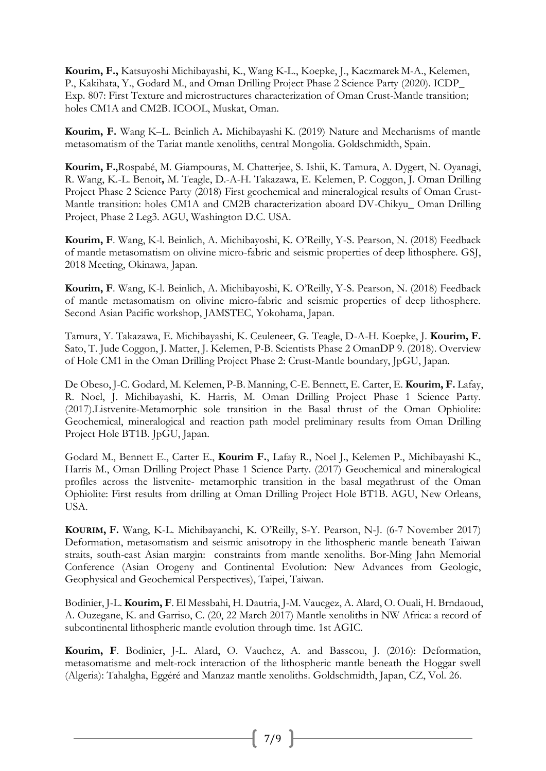**Kourim, F.,** Katsuyoshi Michibayashi, K., Wang K-L., Koepke, J., Kaczmarek M-A., Kelemen, P., Kakihata, Y., Godard M., and Oman Drilling Project Phase 2 Science Party (2020). ICDP_ Exp. 807: First Texture and microstructures characterization of Oman Crust-Mantle transition; holes CM1A and CM2B. ICOOL, Muskat, Oman.

**Kourim, F.** Wang K–L. Beinlich A**.** Michibayashi K. (2019) Nature and Mechanisms of mantle metasomatism of the Tariat mantle xenoliths, central Mongolia. Goldschmidth, Spain.

**Kourim, F.**,Rospabé, M. Giampouras, M. Chatterjee, S. Ishii, K. Tamura, A. Dygert, N. Oyanagi, R. Wang, K.-L. Benoit**,** M. Teagle, D.-A-H. Takazawa, E. Kelemen, P. Coggon, J. Oman Drilling Project Phase 2 Science Party (2018) First geochemical and mineralogical results of Oman Crust-Mantle transition: holes CM1A and CM2B characterization aboard DV-Chikyu_ Oman Drilling Project, Phase 2 Leg3. AGU, Washington D.C. USA.

**Kourim, F**. Wang, K-l. Beinlich, A. Michibayoshi, K. O'Reilly, Y-S. Pearson, N. (2018) Feedback of mantle metasomatism on olivine micro-fabric and seismic properties of deep lithosphere. GSJ, 2018 Meeting, Okinawa, Japan.

**Kourim, F**. Wang, K-l. Beinlich, A. Michibayoshi, K. O'Reilly, Y-S. Pearson, N. (2018) Feedback of mantle metasomatism on olivine micro-fabric and seismic properties of deep lithosphere. Second Asian Pacific workshop, JAMSTEC, Yokohama, Japan.

Tamura, Y. Takazawa, E. Michibayashi, K. Ceuleneer, G. Teagle, D-A-H. Koepke, J. **Kourim, F.** Sato, T. Jude Coggon, J. Matter, J. Kelemen, P-B. Scientists Phase 2 OmanDP 9. (2018). Overview of Hole CM1 in the Oman Drilling Project Phase 2: Crust-Mantle boundary, JpGU, Japan.

De Obeso, J-C. Godard, M. Kelemen, P-B. Manning, C-E. Bennett, E. Carter, E. **Kourim, F.** Lafay, R. Noel, J. Michibayashi, K. Harris, M. Oman Drilling Project Phase 1 Science Party. (2017).Listvenite-Metamorphic sole transition in the Basal thrust of the Oman Ophiolite: Geochemical, mineralogical and reaction path model preliminary results from Oman Drilling Project Hole BT1B. JpGU, Japan.

Godard M., Bennett E., Carter E., **Kourim F.**, Lafay R., Noel J., Kelemen P., Michibayashi K., Harris M., Oman Drilling Project Phase 1 Science Party. (2017) Geochemical and mineralogical profiles across the listvenite- metamorphic transition in the basal megathrust of the Oman Ophiolite: First results from drilling at Oman Drilling Project Hole BT1B. AGU, New Orleans, USA.

**KOURIM, F.** Wang, K-L. Michibayanchi, K. O'Reilly, S-Y. Pearson, N-J. (6-7 November 2017) Deformation, metasomatism and seismic anisotropy in the lithospheric mantle beneath Taiwan straits, south-east Asian margin: constraints from mantle xenoliths. Bor-Ming Jahn Memorial Conference (Asian Orogeny and Continental Evolution: New Advances from Geologic, Geophysical and Geochemical Perspectives), Taipei, Taiwan.

Bodinier, J-L. **Kourim, F**. El Messbahi, H. Dautria, J-M. Vaucgez, A. Alard, O. Ouali, H. Brndaoud, A. Ouzegane, K. and Garriso, C. (20, 22 March 2017) Mantle xenoliths in NW Africa: a record of subcontinental lithospheric mantle evolution through time. 1st AGIC.

**Kourim, F**. Bodinier, J-L. Alard, O. Vauchez, A. and Basscou, J. (2016): Deformation, metasomatisme and melt-rock interaction of the lithospheric mantle beneath the Hoggar swell (Algeria): Tahalgha, Eggéré and Manzaz mantle xenoliths. Goldschmidth, Japan, CZ, Vol. 26.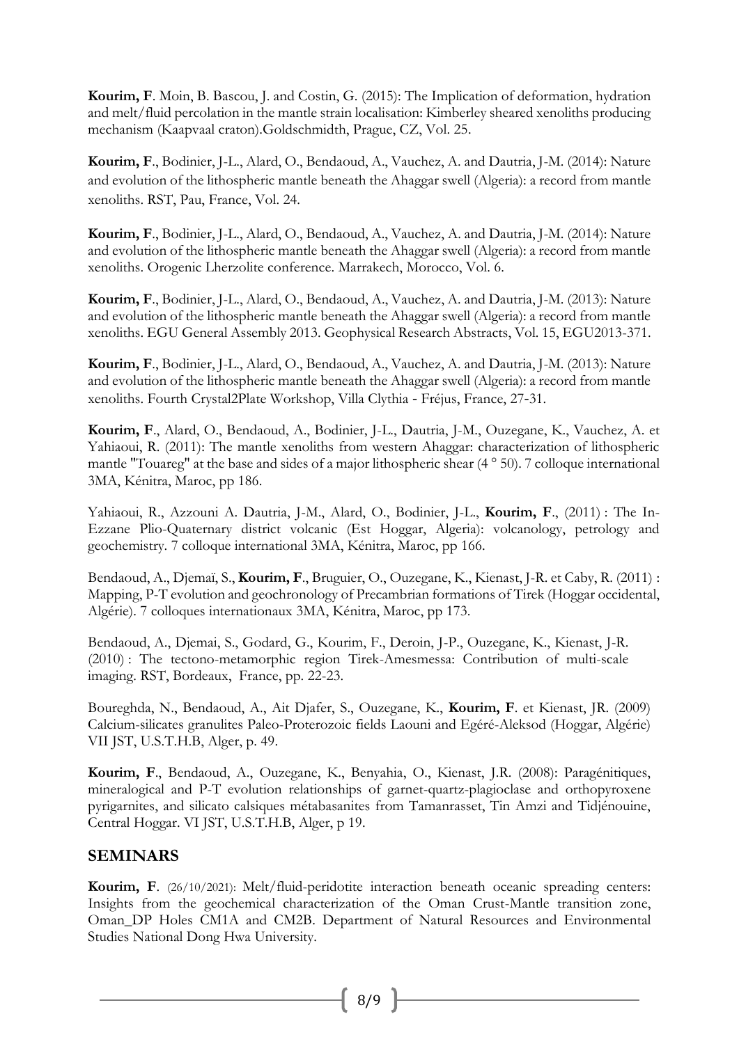**Kourim, F**. Moin, B. Bascou, J. and Costin, G. (2015): The Implication of deformation, hydration and melt/fluid percolation in the mantle strain localisation: Kimberley sheared xenoliths producing mechanism (Kaapvaal craton).Goldschmidth, Prague, CZ, Vol. 25.

**Kourim, F**., Bodinier, J-L., Alard, O., Bendaoud, A., Vauchez, A. and Dautria, J-M. (2014): Nature and evolution of the lithospheric mantle beneath the Ahaggar swell (Algeria): a record from mantle xenoliths. RST, Pau, France, Vol. 24.

**Kourim, F**., Bodinier, J-L., Alard, O., Bendaoud, A., Vauchez, A. and Dautria, J-M. (2014): Nature and evolution of the lithospheric mantle beneath the Ahaggar swell (Algeria): a record from mantle xenoliths. Orogenic Lherzolite conference. Marrakech, Morocco, Vol. 6.

**Kourim, F**., Bodinier, J-L., Alard, O., Bendaoud, A., Vauchez, A. and Dautria, J-M. (2013): Nature and evolution of the lithospheric mantle beneath the Ahaggar swell (Algeria): a record from mantle xenoliths. EGU General Assembly 2013. Geophysical Research Abstracts, Vol. 15, EGU2013-371.

**Kourim, F**., Bodinier, J-L., Alard, O., Bendaoud, A., Vauchez, A. and Dautria, J-M. (2013): Nature and evolution of the lithospheric mantle beneath the Ahaggar swell (Algeria): a record from mantle xenoliths. Fourth Crystal2Plate Workshop, Villa Clythia - Fréjus, France, 27-31.

**Kourim, F**., Alard, O., Bendaoud, A., Bodinier, J-L., Dautria, J-M., Ouzegane, K., Vauchez, A. et Yahiaoui, R. (2011): The mantle xenoliths from western Ahaggar: characterization of lithospheric mantle "Touareg" at the base and sides of a major lithospheric shear (4 ° 50). 7 colloque international 3MA, Kénitra, Maroc, pp 186.

Yahiaoui, R., Azzouni A. Dautria, J-M., Alard, O., Bodinier, J-L., **Kourim, F**., (2011) : The In-Ezzane Plio-Quaternary district volcanic (Est Hoggar, Algeria): volcanology, petrology and geochemistry. 7 colloque international 3MA, Kénitra, Maroc, pp 166.

Bendaoud, A., Djemaï, S., **Kourim, F**., Bruguier, O., Ouzegane, K., Kienast, J-R. et Caby, R. (2011) : Mapping, P-T evolution and geochronology of Precambrian formations of Tirek (Hoggar occidental, Algérie). 7 colloques internationaux 3MA, Kénitra, Maroc, pp 173.

Bendaoud, A., Djemai, S., Godard, G., Kourim, F., Deroin, J-P., Ouzegane, K., Kienast, J-R. (2010) : The tectono-metamorphic region Tirek-Amesmessa: Contribution of multi-scale imaging. RST, Bordeaux, France, pp. 22-23.

Boureghda, N., Bendaoud, A., Ait Djafer, S., Ouzegane, K., **Kourim, F**. et Kienast, JR. (2009) Calcium-silicates granulites Paleo-Proterozoic fields Laouni and Egéré-Aleksod (Hoggar, Algérie) VII JST, U.S.T.H.B, Alger, p. 49.

**Kourim, F**., Bendaoud, A., Ouzegane, K., Benyahia, O., Kienast, J.R. (2008): Paragénitiques, mineralogical and P-T evolution relationships of garnet-quartz-plagioclase and orthopyroxene pyrigarnites, and silicato calsiques métabasanites from Tamanrasset, Tin Amzi and Tidjénouine, Central Hoggar. VI JST, U.S.T.H.B, Alger, p 19.

## SEMINARS

**Kourim, F**. (26/10/2021): Melt/fluid-peridotite interaction beneath oceanic spreading centers: Insights from the geochemical characterization of the Oman Crust-Mantle transition zone, Oman_DP Holes CM1A and CM2B. Department of Natural Resources and Environmental Studies National Dong Hwa University.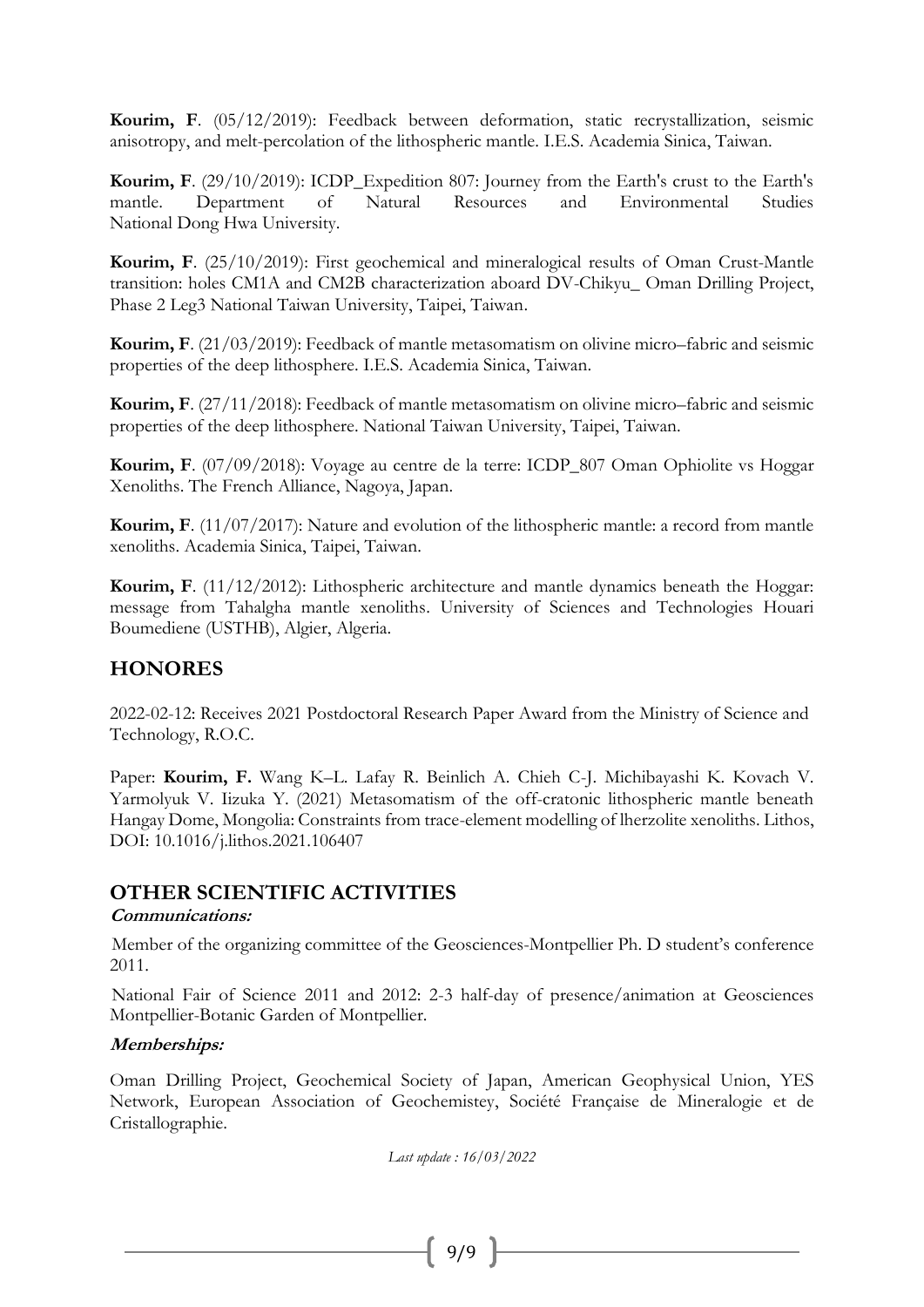**Kourim, F**. (05/12/2019): Feedback between deformation, static recrystallization, seismic anisotropy, and melt-percolation of the lithospheric mantle. I.E.S. Academia Sinica, Taiwan.

**Kourim, F**. (29/10/2019): ICDP_Expedition 807: Journey from the Earth's crust to the Earth's mantle. Department of Natural Resources and Environmental Studies National Dong Hwa University.

**Kourim, F**. (25/10/2019): First geochemical and mineralogical results of Oman Crust-Mantle transition: holes CM1A and CM2B characterization aboard DV-Chikyu_ Oman Drilling Project, Phase 2 Leg3 National Taiwan University, Taipei, Taiwan.

**Kourim, F**. (21/03/2019): Feedback of mantle metasomatism on olivine micro–fabric and seismic properties of the deep lithosphere. I.E.S. Academia Sinica, Taiwan.

**Kourim, F**. (27/11/2018): Feedback of mantle metasomatism on olivine micro–fabric and seismic properties of the deep lithosphere. National Taiwan University, Taipei, Taiwan.

**Kourim, F**. (07/09/2018): Voyage au centre de la terre: ICDP_807 Oman Ophiolite vs Hoggar Xenoliths. The French Alliance, Nagoya, Japan.

**Kourim, F**. (11/07/2017): Nature and evolution of the lithospheric mantle: a record from mantle xenoliths. Academia Sinica, Taipei, Taiwan.

**Kourim, F**. (11/12/2012): Lithospheric architecture and mantle dynamics beneath the Hoggar: message from Tahalgha mantle xenoliths. University of Sciences and Technologies Houari Boumediene (USTHB), Algier, Algeria.

## HONORES

2022-02-12: Receives 2021 Postdoctoral Research Paper Award from the Ministry of Science and Technology, R.O.C.

Paper: **Kourim, F.** Wang K–L. Lafay R. Beinlich A. Chieh C-J. Michibayashi K. Kovach V. Yarmolyuk V. Iizuka Y. (2021) Metasomatism of the off-cratonic lithospheric mantle beneath Hangay Dome, Mongolia: Constraints from trace-element modelling of lherzolite xenoliths. Lithos, DOI: 10.1016/j.lithos.2021.106407

## OTHER SCIENTIFIC ACTIVITIES

***Communications:***

Member of the organizing committee of the Geosciences-Montpellier Ph. D student's conference 2011.

National Fair of Science 2011 and 2012: 2-3 half-day of presence/animation at Geosciences Montpellier-Botanic Garden of Montpellier.

***Memberships:***

Oman Drilling Project, Geochemical Society of Japan, American Geophysical Union, YES Network, European Association of Geochemistey, Société Française de Mineralogie et de Cristallographie.

*Last update : 16/03/2022*